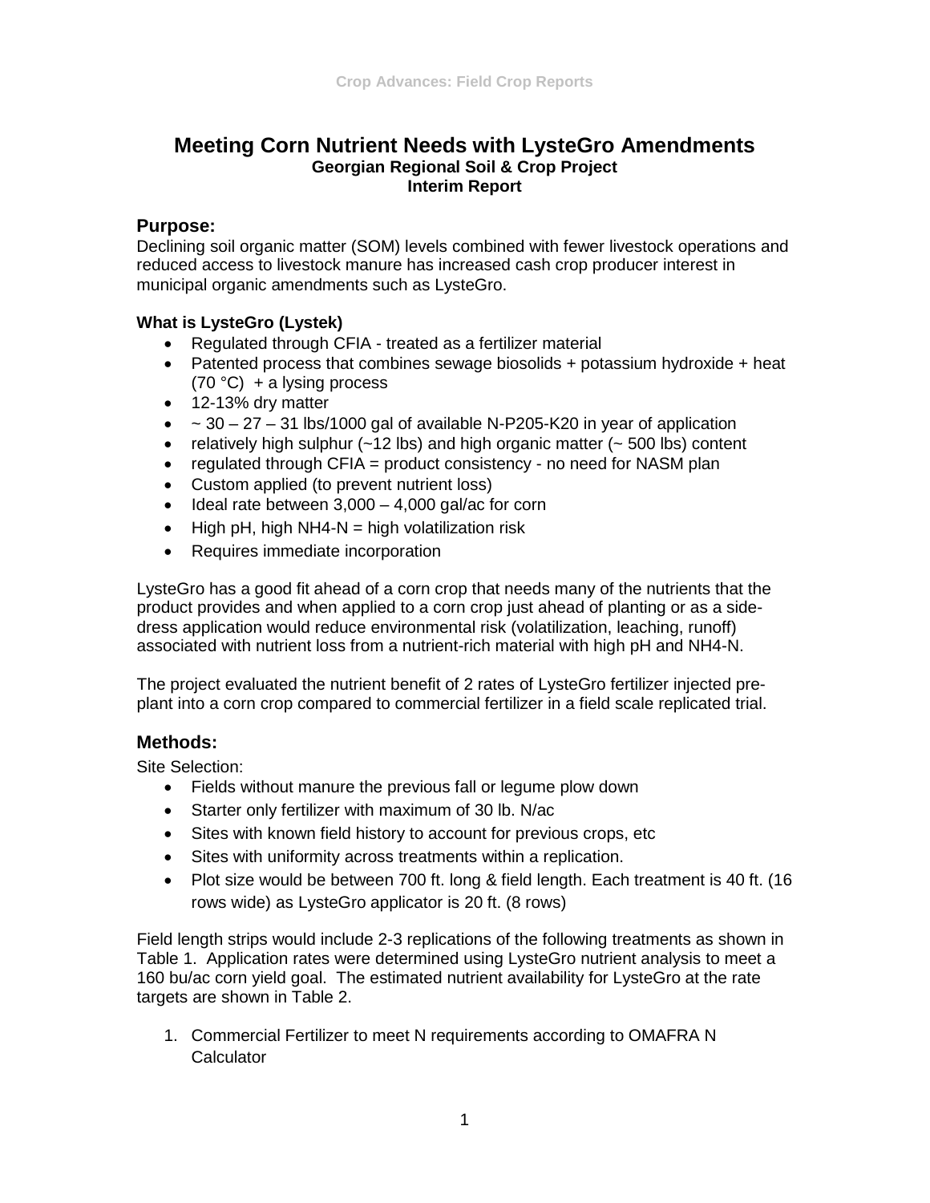# Meeting Corn Nutrient Needs with LysteGro Amendments

**Georgian Regional Soil & Crop Project**
**Interim Report**

## Purpose:

Declining soil organic matter (SOM) levels combined with fewer livestock operations and reduced access to livestock manure has increased cash crop producer interest in municipal organic amendments such as LysteGro.

### What is LysteGro (Lystek)

- Regulated through CFIA - treated as a fertilizer material
- Patented process that combines sewage biosolids + potassium hydroxide + heat (70 °C) + a lysing process
- 12-13% dry matter
- ~ 30 – 27 – 31 lbs/1000 gal of available N-P205-K20 in year of application
- relatively high sulphur (~12 lbs) and high organic matter (~ 500 lbs) content
- regulated through CFIA = product consistency - no need for NASM plan
- Custom applied (to prevent nutrient loss)
- Ideal rate between 3,000 – 4,000 gal/ac for corn
- High pH, high NH4-N = high volatilization risk
- Requires immediate incorporation

LysteGro has a good fit ahead of a corn crop that needs many of the nutrients that the product provides and when applied to a corn crop just ahead of planting or as a side-dress application would reduce environmental risk (volatilization, leaching, runoff) associated with nutrient loss from a nutrient-rich material with high pH and NH4-N.

The project evaluated the nutrient benefit of 2 rates of LysteGro fertilizer injected pre-plant into a corn crop compared to commercial fertilizer in a field scale replicated trial.

## Methods:

Site Selection:

- Fields without manure the previous fall or legume plow down
- Starter only fertilizer with maximum of 30 lb. N/ac
- Sites with known field history to account for previous crops, etc
- Sites with uniformity across treatments within a replication.
- Plot size would be between 700 ft. long & field length. Each treatment is 40 ft. (16 rows wide) as LysteGro applicator is 20 ft. (8 rows)

Field length strips would include 2-3 replications of the following treatments as shown in Table 1. Application rates were determined using LysteGro nutrient analysis to meet a 160 bu/ac corn yield goal. The estimated nutrient availability for LysteGro at the rate targets are shown in Table 2.

1. Commercial Fertilizer to meet N requirements according to OMAFRA N Calculator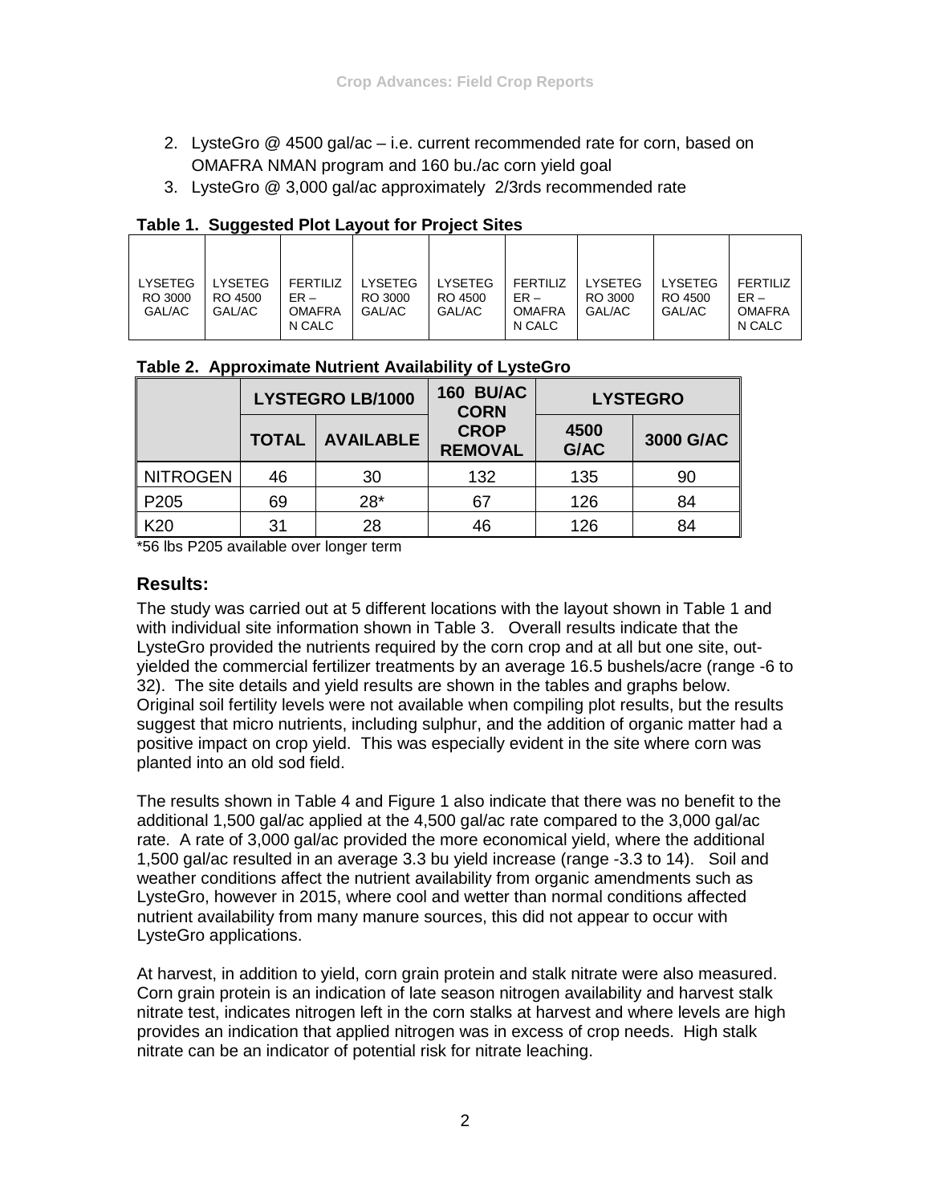2. LysteGro @ 4500 gal/ac – i.e. current recommended rate for corn, based on OMAFRA NMAN program and 160 bu./ac corn yield goal
3. LysteGro @ 3,000 gal/ac approximately 2/3rds recommended rate

**Table 1. Suggested Plot Layout for Project Sites**

| LYSETEGRO 3000 GAL/AC | LYSETEGRO 4500 GAL/AC | FERTILIZER – OMAFRA N CALC | LYSETEGRO 3000 GAL/AC | LYSETEGRO 4500 GAL/AC | FERTILIZER – OMAFRA N CALC | LYSETEGRO 3000 GAL/AC | LYSETEGRO 4500 GAL/AC | FERTILIZER – OMAFRA N CALC |
|---|---|---|---|---|---|---|---|---|

**Table 2. Approximate Nutrient Availability of LysteGro**

| | LYSTEGRO LB/1000 | | 160 BU/AC CORN CROP REMOVAL | LYSTEGRO | |
|---|---|---|---|---|---|
| | TOTAL | AVAILABLE | | 4500 G/AC | 3000 G/AC |
| NITROGEN | 46 | 30 | 132 | 135 | 90 |
| P205 | 69 | 28* | 67 | 126 | 84 |
| K20 | 31 | 28 | 46 | 126 | 84 |

*56 lbs P205 available over longer term

## Results:

The study was carried out at 5 different locations with the layout shown in Table 1 and with individual site information shown in Table 3. Overall results indicate that the LysteGro provided the nutrients required by the corn crop and at all but one site, out-yielded the commercial fertilizer treatments by an average 16.5 bushels/acre (range -6 to 32). The site details and yield results are shown in the tables and graphs below. Original soil fertility levels were not available when compiling plot results, but the results suggest that micro nutrients, including sulphur, and the addition of organic matter had a positive impact on crop yield. This was especially evident in the site where corn was planted into an old sod field.

The results shown in Table 4 and Figure 1 also indicate that there was no benefit to the additional 1,500 gal/ac applied at the 4,500 gal/ac rate compared to the 3,000 gal/ac rate. A rate of 3,000 gal/ac provided the more economical yield, where the additional 1,500 gal/ac resulted in an average 3.3 bu yield increase (range -3.3 to 14). Soil and weather conditions affect the nutrient availability from organic amendments such as LysteGro, however in 2015, where cool and wetter than normal conditions affected nutrient availability from many manure sources, this did not appear to occur with LysteGro applications.

At harvest, in addition to yield, corn grain protein and stalk nitrate were also measured. Corn grain protein is an indication of late season nitrogen availability and harvest stalk nitrate test, indicates nitrogen left in the corn stalks at harvest and where levels are high provides an indication that applied nitrogen was in excess of crop needs. High stalk nitrate can be an indicator of potential risk for nitrate leaching.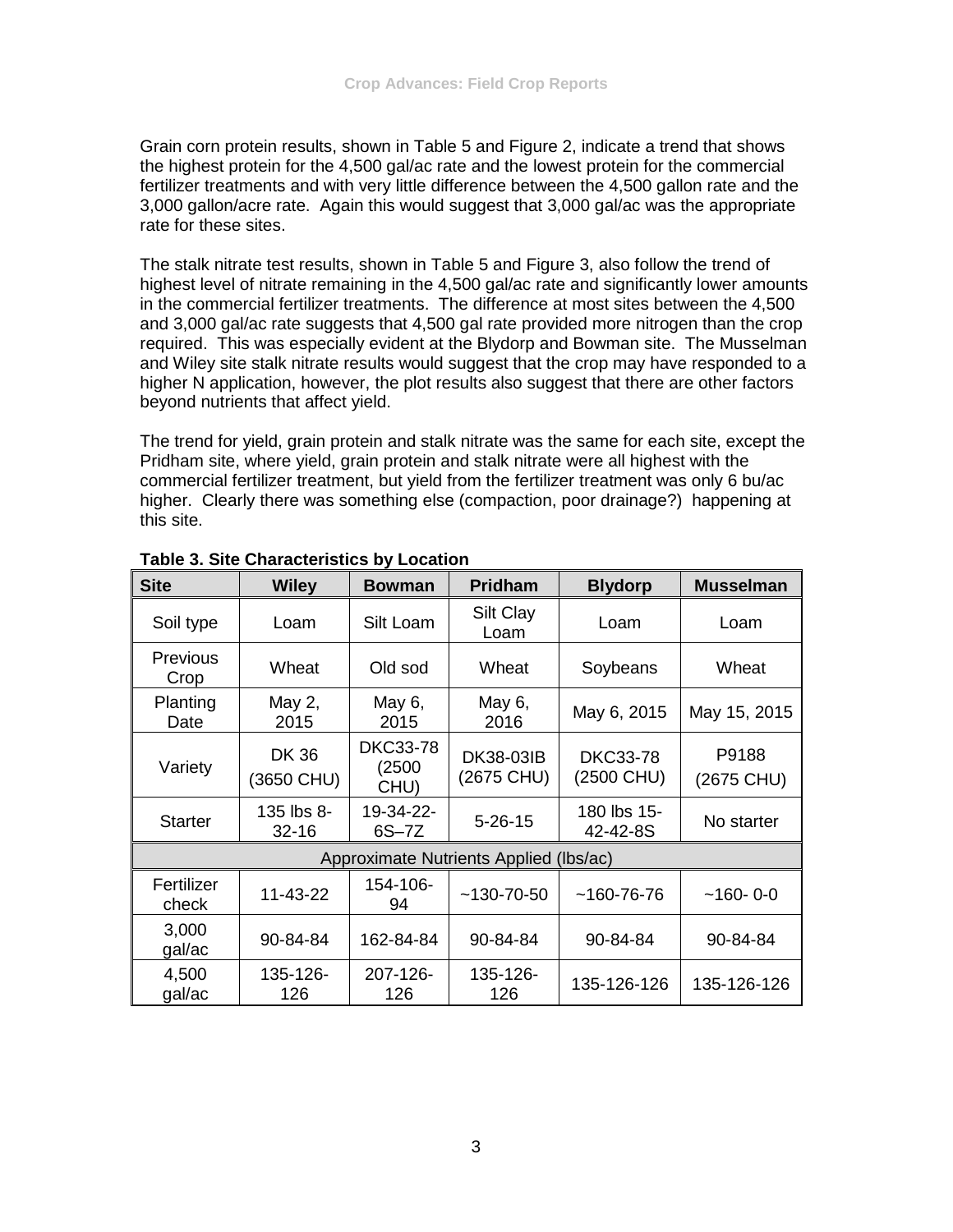Grain corn protein results, shown in Table 5 and Figure 2, indicate a trend that shows the highest protein for the 4,500 gal/ac rate and the lowest protein for the commercial fertilizer treatments and with very little difference between the 4,500 gallon rate and the 3,000 gallon/acre rate. Again this would suggest that 3,000 gal/ac was the appropriate rate for these sites.

The stalk nitrate test results, shown in Table 5 and Figure 3, also follow the trend of highest level of nitrate remaining in the 4,500 gal/ac rate and significantly lower amounts in the commercial fertilizer treatments. The difference at most sites between the 4,500 and 3,000 gal/ac rate suggests that 4,500 gal rate provided more nitrogen than the crop required. This was especially evident at the Blydorp and Bowman site. The Musselman and Wiley site stalk nitrate results would suggest that the crop may have responded to a higher N application, however, the plot results also suggest that there are other factors beyond nutrients that affect yield.

The trend for yield, grain protein and stalk nitrate was the same for each site, except the Pridham site, where yield, grain protein and stalk nitrate were all highest with the commercial fertilizer treatment, but yield from the fertilizer treatment was only 6 bu/ac higher. Clearly there was something else (compaction, poor drainage?) happening at this site.

**Table 3. Site Characteristics by Location**

| Site | Wiley | Bowman | Pridham | Blydorp | Musselman |
|---|---|---|---|---|---|
| Soil type | Loam | Silt Loam | Silt Clay Loam | Loam | Loam |
| Previous Crop | Wheat | Old sod | Wheat | Soybeans | Wheat |
| Planting Date | May 2, 2015 | May 6, 2015 | May 6, 2016 | May 6, 2015 | May 15, 2015 |
| Variety | DK 36 (3650 CHU) | DKC33-78 (2500 CHU) | DK38-03IB (2675 CHU) | DKC33-78 (2500 CHU) | P9188 (2675 CHU) |
| Starter | 135 lbs 8-32-16 | 19-34-22-6S–7Z | 5-26-15 | 180 lbs 15-42-42-8S | No starter |
| Approximate Nutrients Applied (lbs/ac) | | | | | |
| Fertilizer check | 11-43-22 | 154-106-94 | ~130-70-50 | ~160-76-76 | ~160- 0-0 |
| 3,000 gal/ac | 90-84-84 | 162-84-84 | 90-84-84 | 90-84-84 | 90-84-84 |
| 4,500 gal/ac | 135-126-126 | 207-126-126 | 135-126-126 | 135-126-126 | 135-126-126 |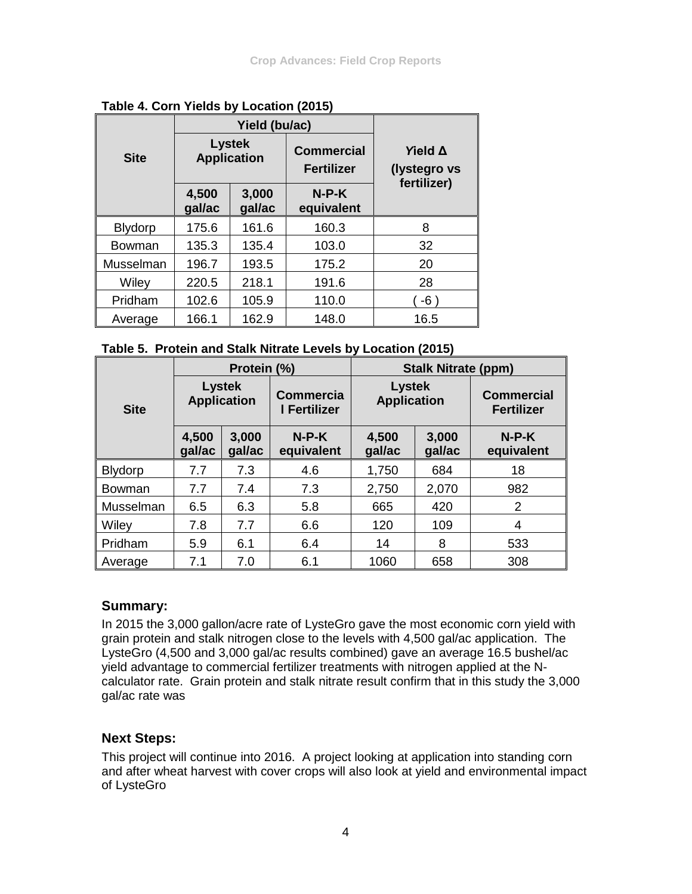**Table 4. Corn Yields by Location (2015)**

| Site | Yield (bu/ac) | | | Yield Δ (lystegro vs fertilizer) |
|---|---|---|---|---|
| | Lystek Application | | Commercial Fertilizer | |
| | 4,500 gal/ac | 3,000 gal/ac | N-P-K equivalent | |
| Blydorp | 175.6 | 161.6 | 160.3 | 8 |
| Bowman | 135.3 | 135.4 | 103.0 | 32 |
| Musselman | 196.7 | 193.5 | 175.2 | 20 |
| Wiley | 220.5 | 218.1 | 191.6 | 28 |
| Pridham | 102.6 | 105.9 | 110.0 | ( -6 ) |
| Average | 166.1 | 162.9 | 148.0 | 16.5 |

**Table 5. Protein and Stalk Nitrate Levels by Location (2015)**

| Site | Protein (%) | | | Stalk Nitrate (ppm) | | |
|---|---|---|---|---|---|---|
| | Lystek Application | | Commercial Fertilizer | Lystek Application | | Commercial Fertilizer |
| | 4,500 gal/ac | 3,000 gal/ac | N-P-K equivalent | 4,500 gal/ac | 3,000 gal/ac | N-P-K equivalent |
| Blydorp | 7.7 | 7.3 | 4.6 | 1,750 | 684 | 18 |
| Bowman | 7.7 | 7.4 | 7.3 | 2,750 | 2,070 | 982 |
| Musselman | 6.5 | 6.3 | 5.8 | 665 | 420 | 2 |
| Wiley | 7.8 | 7.7 | 6.6 | 120 | 109 | 4 |
| Pridham | 5.9 | 6.1 | 6.4 | 14 | 8 | 533 |
| Average | 7.1 | 7.0 | 6.1 | 1060 | 658 | 308 |

## Summary:

In 2015 the 3,000 gallon/acre rate of LysteGro gave the most economic corn yield with grain protein and stalk nitrogen close to the levels with 4,500 gal/ac application. The LysteGro (4,500 and 3,000 gal/ac results combined) gave an average 16.5 bushel/ac yield advantage to commercial fertilizer treatments with nitrogen applied at the N-calculator rate. Grain protein and stalk nitrate result confirm that in this study the 3,000 gal/ac rate was

## Next Steps:

This project will continue into 2016. A project looking at application into standing corn and after wheat harvest with cover crops will also look at yield and environmental impact of LysteGro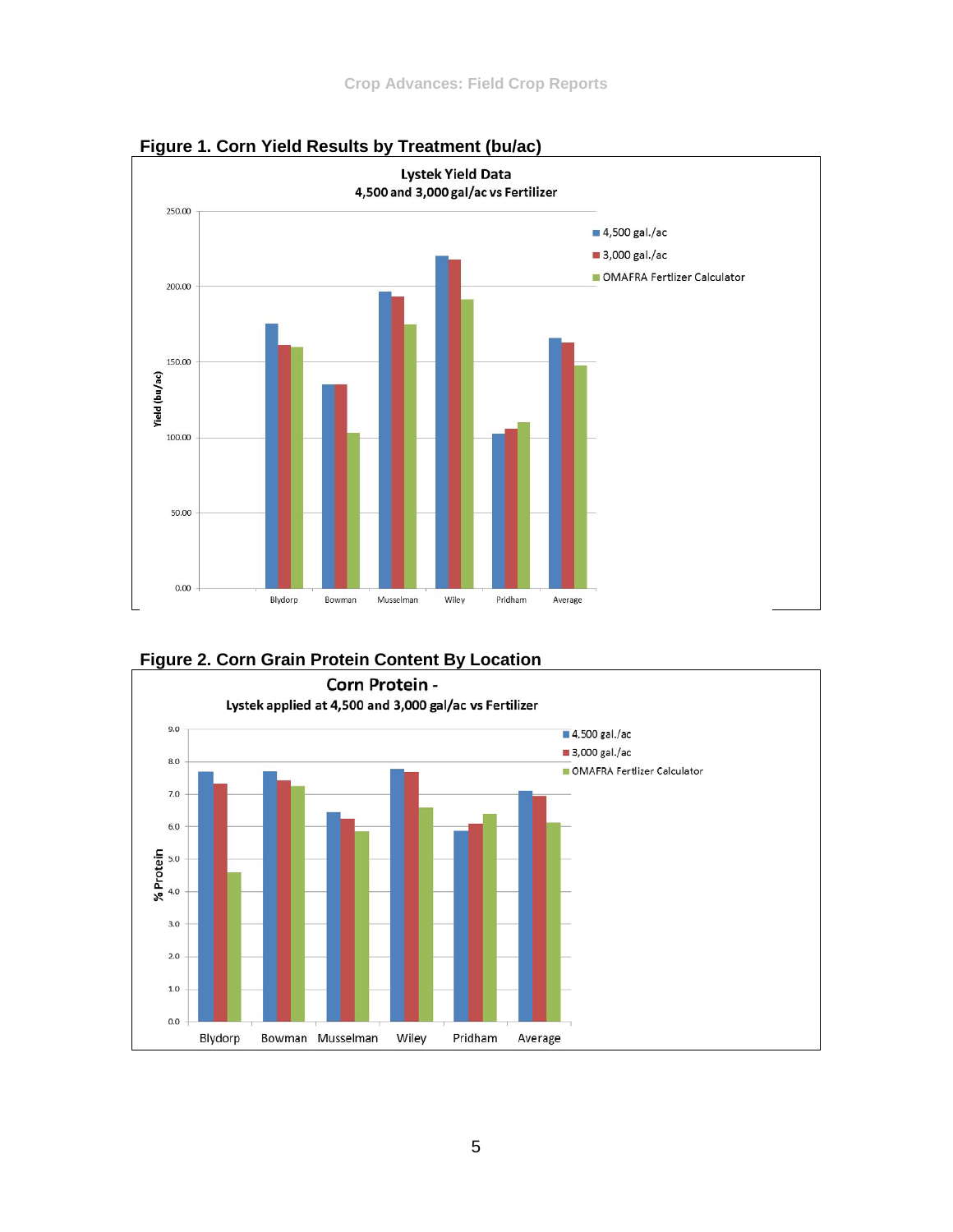**Figure 1. Corn Yield Results by Treatment (bu/ac)**

**Figure 2. Corn Grain Protein Content By Location**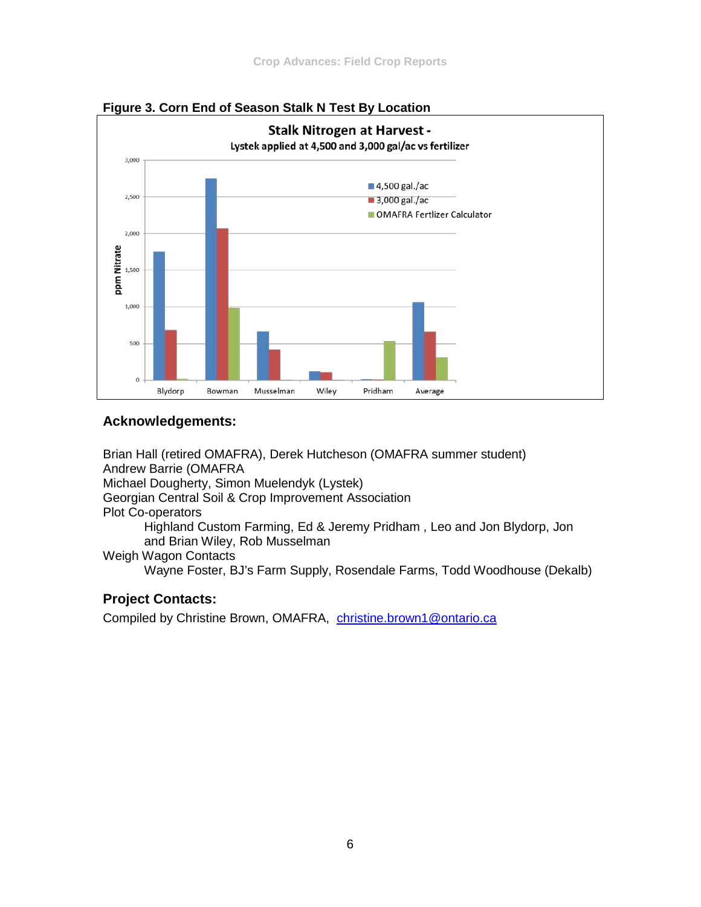**Figure 3. Corn End of Season Stalk N Test By Location**

Stalk Nitrogen at Harvest -

Lystek applied at 4,500 and 3,000 gal/ac vs fertilizer

ppm Nitrate

3,000
2,500
2,000
1,500
1,000
500
0

4,500 gal./ac
3,000 gal./ac
OMAFRA Fertlizer Calculator

Blydorp
Bowman
Musselman
Wiley
Pridham
Average

## Acknowledgements:

Brian Hall (retired OMAFRA), Derek Hutcheson (OMAFRA summer student)
Andrew Barrie (OMAFRA
Michael Dougherty, Simon Muelendyk (Lystek)
Georgian Central Soil & Crop Improvement Association
Plot Co-operators
    Highland Custom Farming, Ed & Jeremy Pridham , Leo and Jon Blydorp, Jon and Brian Wiley, Rob Musselman
Weigh Wagon Contacts
    Wayne Foster, BJ's Farm Supply, Rosendale Farms, Todd Woodhouse (Dekalb)

## Project Contacts:

Compiled by Christine Brown, OMAFRA, christine.brown1@ontario.ca